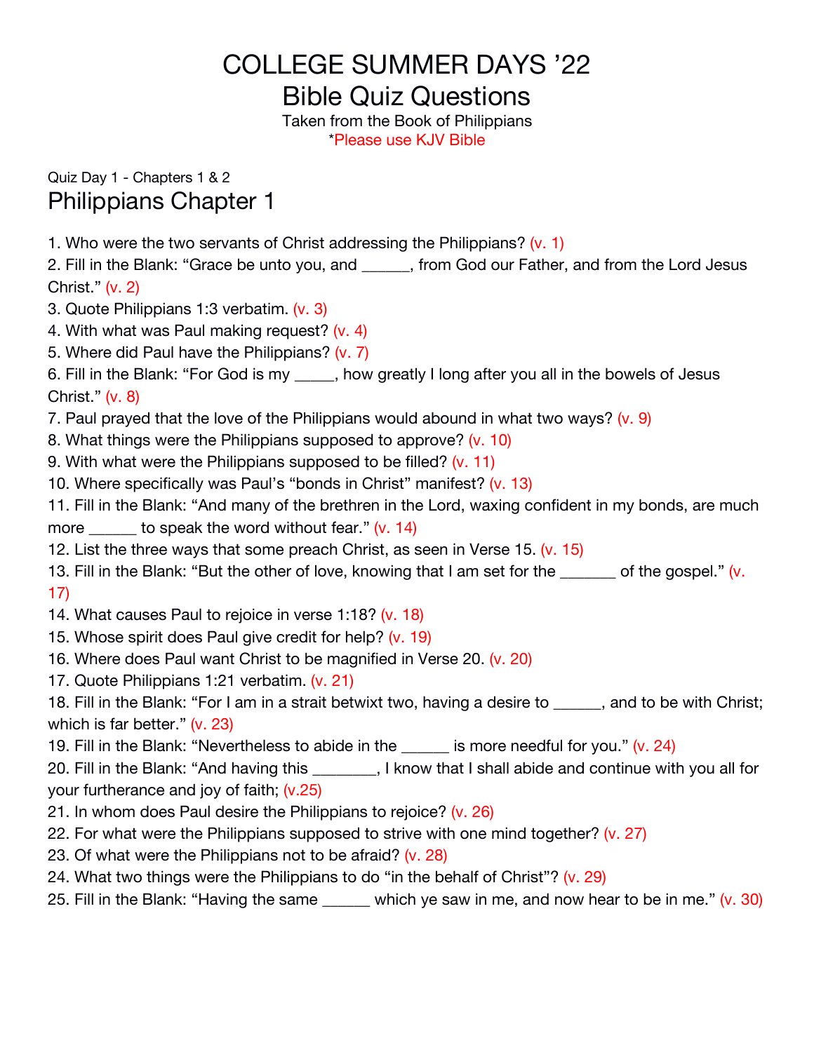# COLLEGE SUMMER DAYS '22

# Bible Quiz Questions

Taken from the Book of Philippians

*Please use KJV Bible

Quiz Day 1 - Chapters 1 & 2

## Philippians Chapter 1

1. Who were the two servants of Christ addressing the Philippians? (v. 1)
2. Fill in the Blank: "Grace be unto you, and ______, from God our Father, and from the Lord Jesus Christ." (v. 2)
3. Quote Philippians 1:3 verbatim. (v. 3)
4. With what was Paul making request? (v. 4)
5. Where did Paul have the Philippians? (v. 7)
6. Fill in the Blank: "For God is my _____, how greatly I long after you all in the bowels of Jesus Christ." (v. 8)
7. Paul prayed that the love of the Philippians would abound in what two ways? (v. 9)
8. What things were the Philippians supposed to approve? (v. 10)
9. With what were the Philippians supposed to be filled? (v. 11)
10. Where specifically was Paul's "bonds in Christ" manifest? (v. 13)
11. Fill in the Blank: "And many of the brethren in the Lord, waxing confident in my bonds, are much more ______ to speak the word without fear." (v. 14)
12. List the three ways that some preach Christ, as seen in Verse 15. (v. 15)
13. Fill in the Blank: "But the other of love, knowing that I am set for the _______ of the gospel." (v. 17)
14. What causes Paul to rejoice in verse 1:18? (v. 18)
15. Whose spirit does Paul give credit for help? (v. 19)
16. Where does Paul want Christ to be magnified in Verse 20. (v. 20)
17. Quote Philippians 1:21 verbatim. (v. 21)
18. Fill in the Blank: "For I am in a strait betwixt two, having a desire to ______, and to be with Christ; which is far better." (v. 23)
19. Fill in the Blank: "Nevertheless to abide in the ______ is more needful for you." (v. 24)
20. Fill in the Blank: "And having this ________, I know that I shall abide and continue with you all for your furtherance and joy of faith; (v.25)
21. In whom does Paul desire the Philippians to rejoice? (v. 26)
22. For what were the Philippians supposed to strive with one mind together? (v. 27)
23. Of what were the Philippians not to be afraid? (v. 28)
24. What two things were the Philippians to do "in the behalf of Christ"? (v. 29)
25. Fill in the Blank: "Having the same ______ which ye saw in me, and now hear to be in me." (v. 30)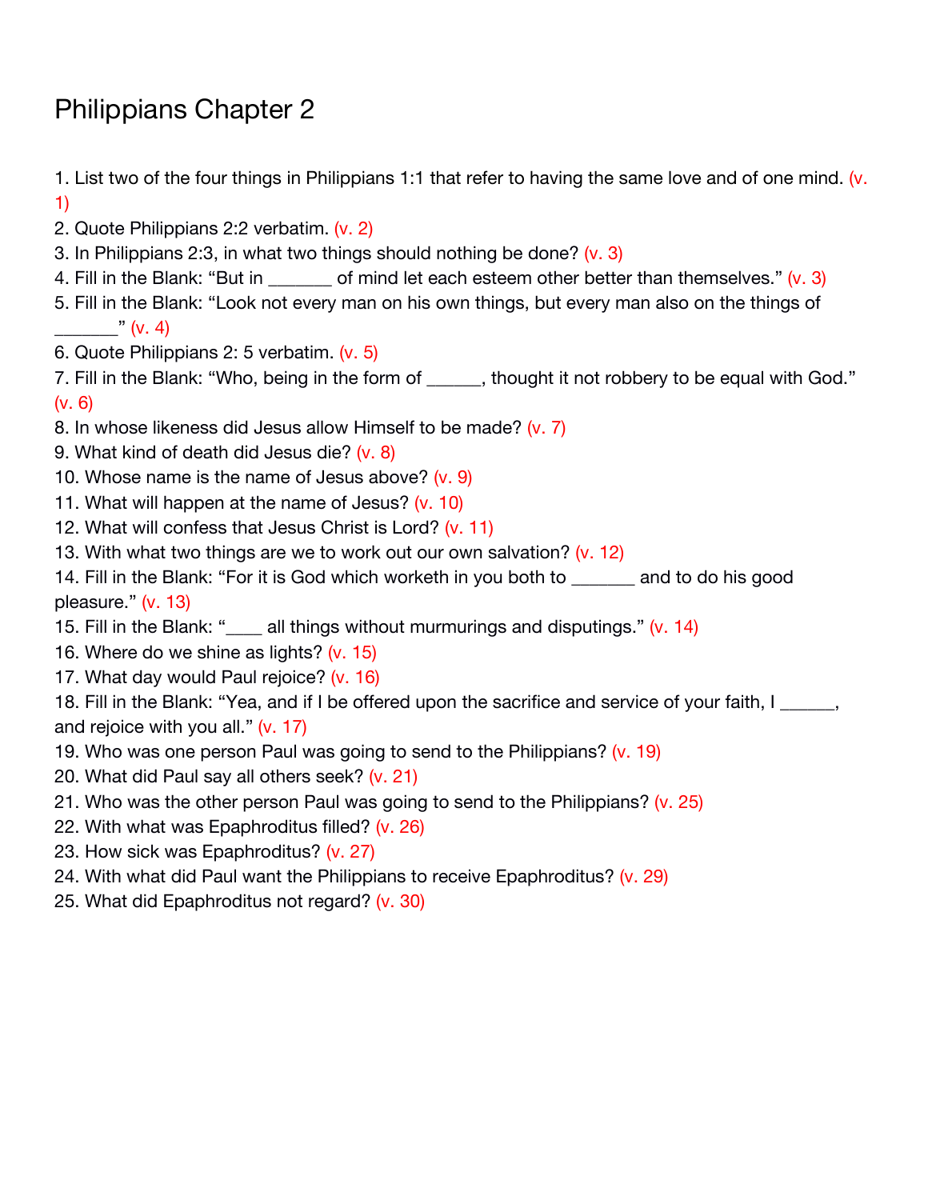# Philippians Chapter 2

1. List two of the four things in Philippians 1:1 that refer to having the same love and of one mind. (v. 1)
2. Quote Philippians 2:2 verbatim. (v. 2)
3. In Philippians 2:3, in what two things should nothing be done? (v. 3)
4. Fill in the Blank: “But in _______ of mind let each esteem other better than themselves.” (v. 3)
5. Fill in the Blank: “Look not every man on his own things, but every man also on the things of _______” (v. 4)
6. Quote Philippians 2: 5 verbatim. (v. 5)
7. Fill in the Blank: “Who, being in the form of ______, thought it not robbery to be equal with God.” (v. 6)
8. In whose likeness did Jesus allow Himself to be made? (v. 7)
9. What kind of death did Jesus die? (v. 8)
10. Whose name is the name of Jesus above? (v. 9)
11. What will happen at the name of Jesus? (v. 10)
12. What will confess that Jesus Christ is Lord? (v. 11)
13. With what two things are we to work out our own salvation? (v. 12)
14. Fill in the Blank: “For it is God which worketh in you both to _______ and to do his good pleasure.” (v. 13)
15. Fill in the Blank: “____ all things without murmurings and disputings.” (v. 14)
16. Where do we shine as lights? (v. 15)
17. What day would Paul rejoice? (v. 16)
18. Fill in the Blank: “Yea, and if I be offered upon the sacrifice and service of your faith, I ______, and rejoice with you all.” (v. 17)
19. Who was one person Paul was going to send to the Philippians? (v. 19)
20. What did Paul say all others seek? (v. 21)
21. Who was the other person Paul was going to send to the Philippians? (v. 25)
22. With what was Epaphroditus filled? (v. 26)
23. How sick was Epaphroditus? (v. 27)
24. With what did Paul want the Philippians to receive Epaphroditus? (v. 29)
25. What did Epaphroditus not regard? (v. 30)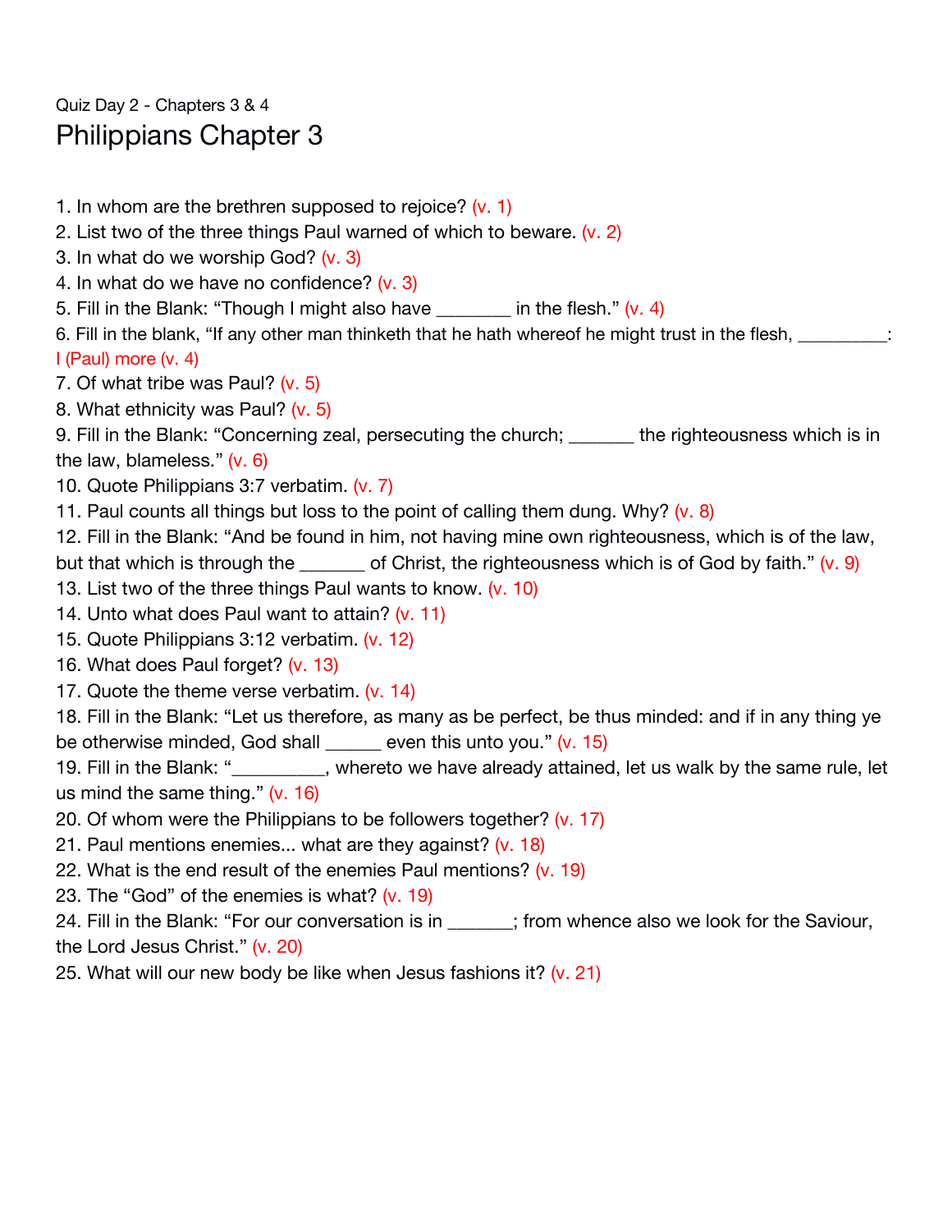Quiz Day 2 - Chapters 3 & 4

# Philippians Chapter 3

1. In whom are the brethren supposed to rejoice? (v. 1)
2. List two of the three things Paul warned of which to beware. (v. 2)
3. In what do we worship God? (v. 3)
4. In what do we have no confidence? (v. 3)
5. Fill in the Blank: "Though I might also have ________ in the flesh." (v. 4)
6. Fill in the blank, "If any other man thinketh that he hath whereof he might trust in the flesh, __________: I (Paul) more (v. 4)
7. Of what tribe was Paul? (v. 5)
8. What ethnicity was Paul? (v. 5)
9. Fill in the Blank: "Concerning zeal, persecuting the church; _______ the righteousness which is in the law, blameless." (v. 6)
10. Quote Philippians 3:7 verbatim. (v. 7)
11. Paul counts all things but loss to the point of calling them dung. Why? (v. 8)
12. Fill in the Blank: "And be found in him, not having mine own righteousness, which is of the law, but that which is through the _______ of Christ, the righteousness which is of God by faith." (v. 9)
13. List two of the three things Paul wants to know. (v. 10)
14. Unto what does Paul want to attain? (v. 11)
15. Quote Philippians 3:12 verbatim. (v. 12)
16. What does Paul forget? (v. 13)
17. Quote the theme verse verbatim. (v. 14)
18. Fill in the Blank: "Let us therefore, as many as be perfect, be thus minded: and if in any thing ye be otherwise minded, God shall ______ even this unto you." (v. 15)
19. Fill in the Blank: "__________, whereto we have already attained, let us walk by the same rule, let us mind the same thing." (v. 16)
20. Of whom were the Philippians to be followers together? (v. 17)
21. Paul mentions enemies... what are they against? (v. 18)
22. What is the end result of the enemies Paul mentions? (v. 19)
23. The "God" of the enemies is what? (v. 19)
24. Fill in the Blank: "For our conversation is in _______; from whence also we look for the Saviour, the Lord Jesus Christ." (v. 20)
25. What will our new body be like when Jesus fashions it? (v. 21)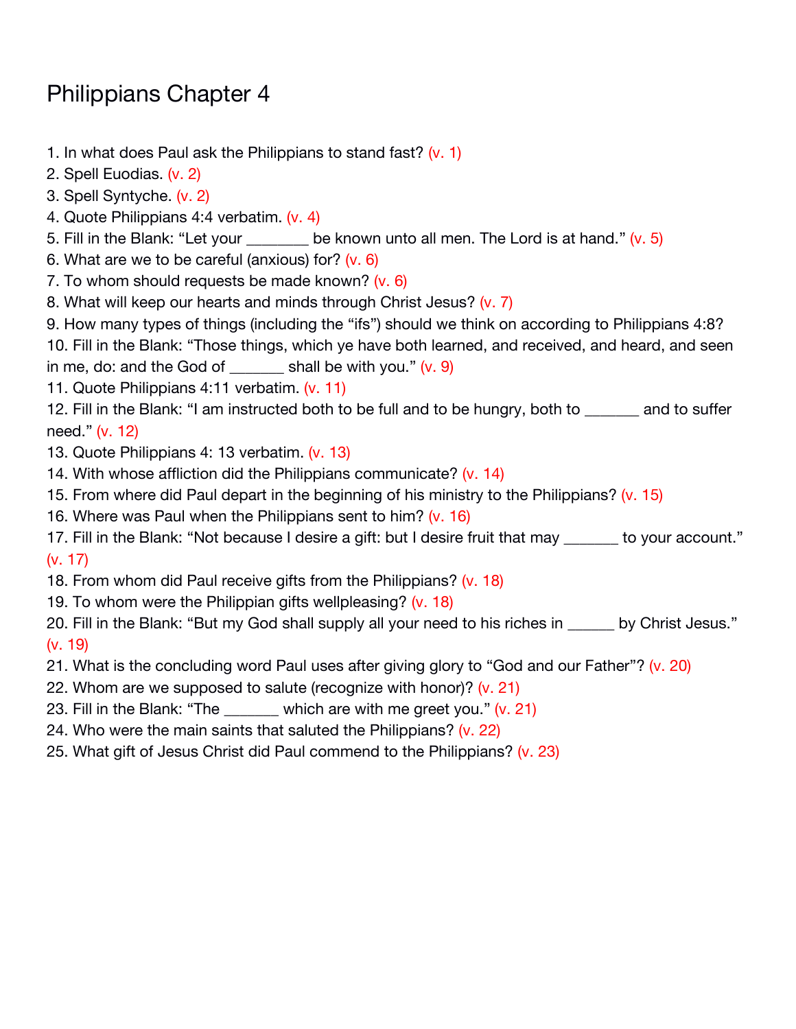# Philippians Chapter 4

1. In what does Paul ask the Philippians to stand fast? (v. 1)
2. Spell Euodias. (v. 2)
3. Spell Syntyche. (v. 2)
4. Quote Philippians 4:4 verbatim. (v. 4)
5. Fill in the Blank: “Let your ________ be known unto all men. The Lord is at hand.” (v. 5)
6. What are we to be careful (anxious) for? (v. 6)
7. To whom should requests be made known? (v. 6)
8. What will keep our hearts and minds through Christ Jesus? (v. 7)
9. How many types of things (including the “ifs”) should we think on according to Philippians 4:8?
10. Fill in the Blank: “Those things, which ye have both learned, and received, and heard, and seen in me, do: and the God of _______ shall be with you.” (v. 9)
11. Quote Philippians 4:11 verbatim. (v. 11)
12. Fill in the Blank: “I am instructed both to be full and to be hungry, both to _______ and to suffer need.” (v. 12)
13. Quote Philippians 4: 13 verbatim. (v. 13)
14. With whose affliction did the Philippians communicate? (v. 14)
15. From where did Paul depart in the beginning of his ministry to the Philippians? (v. 15)
16. Where was Paul when the Philippians sent to him? (v. 16)
17. Fill in the Blank: “Not because I desire a gift: but I desire fruit that may _______ to your account.” (v. 17)
18. From whom did Paul receive gifts from the Philippians? (v. 18)
19. To whom were the Philippian gifts wellpleasing? (v. 18)
20. Fill in the Blank: “But my God shall supply all your need to his riches in ______ by Christ Jesus.” (v. 19)
21. What is the concluding word Paul uses after giving glory to “God and our Father”? (v. 20)
22. Whom are we supposed to salute (recognize with honor)? (v. 21)
23. Fill in the Blank: “The _______ which are with me greet you.” (v. 21)
24. Who were the main saints that saluted the Philippians? (v. 22)
25. What gift of Jesus Christ did Paul commend to the Philippians? (v. 23)